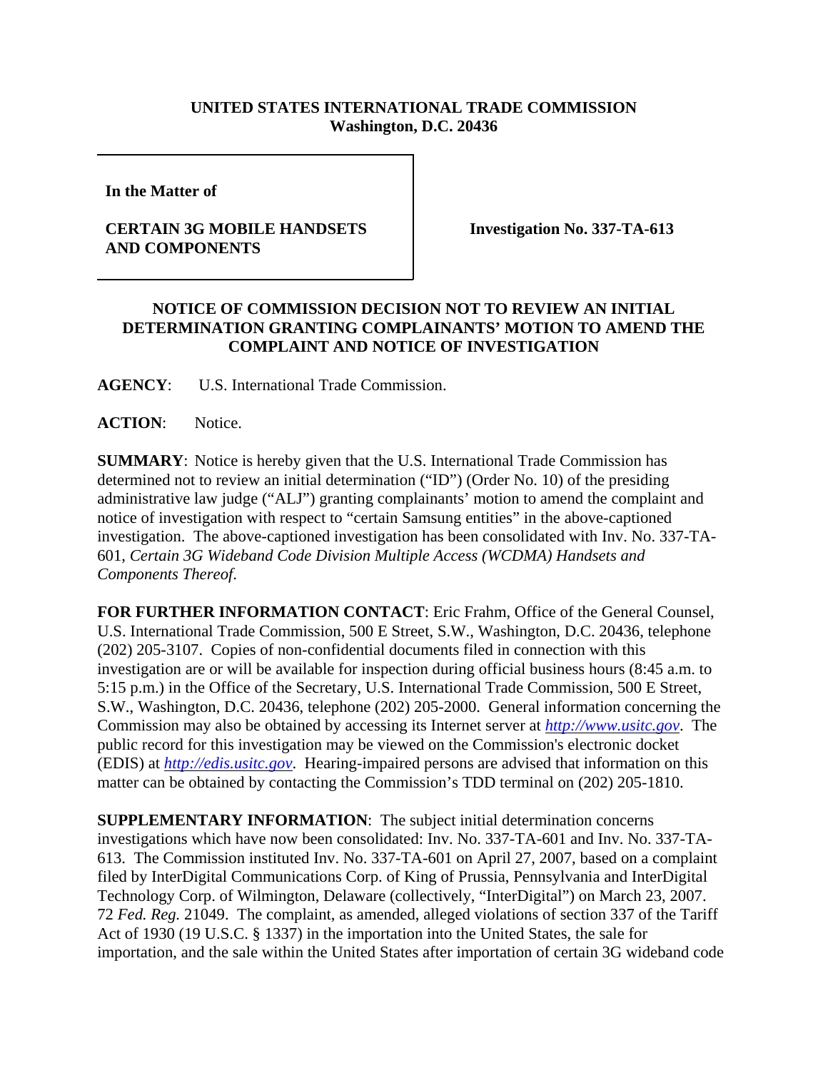**UNITED STATES INTERNATIONAL TRADE COMMISSION**
**Washington, D.C. 20436**

| In the Matter of | |
|---|---|
| **CERTAIN 3G MOBILE HANDSETS AND COMPONENTS** | **Investigation No. 337-TA-613** |

**NOTICE OF COMMISSION DECISION NOT TO REVIEW AN INITIAL DETERMINATION GRANTING COMPLAINANTS' MOTION TO AMEND THE COMPLAINT AND NOTICE OF INVESTIGATION**

**AGENCY**: U.S. International Trade Commission.

**ACTION**: Notice.

**SUMMARY**: Notice is hereby given that the U.S. International Trade Commission has determined not to review an initial determination ("ID") (Order No. 10) of the presiding administrative law judge ("ALJ") granting complainants' motion to amend the complaint and notice of investigation with respect to "certain Samsung entities" in the above-captioned investigation. The above-captioned investigation has been consolidated with Inv. No. 337-TA-601, *Certain 3G Wideband Code Division Multiple Access (WCDMA) Handsets and Components Thereof.*

**FOR FURTHER INFORMATION CONTACT**: Eric Frahm, Office of the General Counsel, U.S. International Trade Commission, 500 E Street, S.W., Washington, D.C. 20436, telephone (202) 205-3107. Copies of non-confidential documents filed in connection with this investigation are or will be available for inspection during official business hours (8:45 a.m. to 5:15 p.m.) in the Office of the Secretary, U.S. International Trade Commission, 500 E Street, S.W., Washington, D.C. 20436, telephone (202) 205-2000. General information concerning the Commission may also be obtained by accessing its Internet server at *http://www.usitc.gov*. The public record for this investigation may be viewed on the Commission's electronic docket (EDIS) at *http://edis.usitc.gov*. Hearing-impaired persons are advised that information on this matter can be obtained by contacting the Commission's TDD terminal on (202) 205-1810.

**SUPPLEMENTARY INFORMATION**: The subject initial determination concerns investigations which have now been consolidated: Inv. No. 337-TA-601 and Inv. No. 337-TA-613. The Commission instituted Inv. No. 337-TA-601 on April 27, 2007, based on a complaint filed by InterDigital Communications Corp. of King of Prussia, Pennsylvania and InterDigital Technology Corp. of Wilmington, Delaware (collectively, "InterDigital") on March 23, 2007. 72 *Fed. Reg.* 21049. The complaint, as amended, alleged violations of section 337 of the Tariff Act of 1930 (19 U.S.C. § 1337) in the importation into the United States, the sale for importation, and the sale within the United States after importation of certain 3G wideband code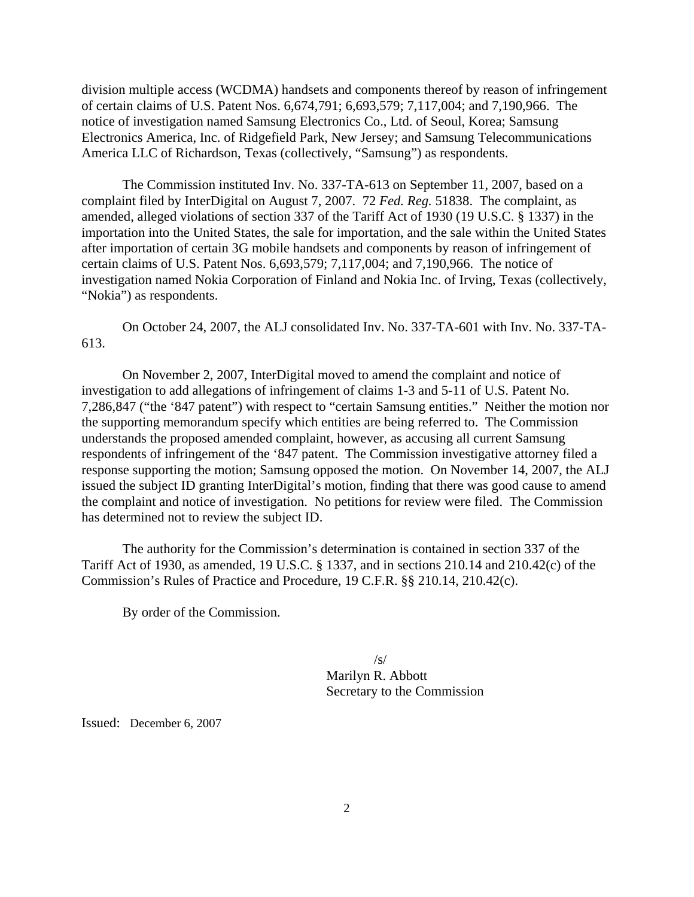division multiple access (WCDMA) handsets and components thereof by reason of infringement of certain claims of U.S. Patent Nos. 6,674,791; 6,693,579; 7,117,004; and 7,190,966. The notice of investigation named Samsung Electronics Co., Ltd. of Seoul, Korea; Samsung Electronics America, Inc. of Ridgefield Park, New Jersey; and Samsung Telecommunications America LLC of Richardson, Texas (collectively, "Samsung") as respondents.

The Commission instituted Inv. No. 337-TA-613 on September 11, 2007, based on a complaint filed by InterDigital on August 7, 2007. 72 *Fed. Reg.* 51838. The complaint, as amended, alleged violations of section 337 of the Tariff Act of 1930 (19 U.S.C. § 1337) in the importation into the United States, the sale for importation, and the sale within the United States after importation of certain 3G mobile handsets and components by reason of infringement of certain claims of U.S. Patent Nos. 6,693,579; 7,117,004; and 7,190,966. The notice of investigation named Nokia Corporation of Finland and Nokia Inc. of Irving, Texas (collectively, "Nokia") as respondents.

On October 24, 2007, the ALJ consolidated Inv. No. 337-TA-601 with Inv. No. 337-TA-613.

On November 2, 2007, InterDigital moved to amend the complaint and notice of investigation to add allegations of infringement of claims 1-3 and 5-11 of U.S. Patent No. 7,286,847 ("the '847 patent") with respect to "certain Samsung entities." Neither the motion nor the supporting memorandum specify which entities are being referred to. The Commission understands the proposed amended complaint, however, as accusing all current Samsung respondents of infringement of the '847 patent. The Commission investigative attorney filed a response supporting the motion; Samsung opposed the motion. On November 14, 2007, the ALJ issued the subject ID granting InterDigital's motion, finding that there was good cause to amend the complaint and notice of investigation. No petitions for review were filed. The Commission has determined not to review the subject ID.

The authority for the Commission's determination is contained in section 337 of the Tariff Act of 1930, as amended, 19 U.S.C. § 1337, and in sections 210.14 and 210.42(c) of the Commission's Rules of Practice and Procedure, 19 C.F.R. §§ 210.14, 210.42(c).

By order of the Commission.

/s/
Marilyn R. Abbott
Secretary to the Commission

Issued: December 6, 2007